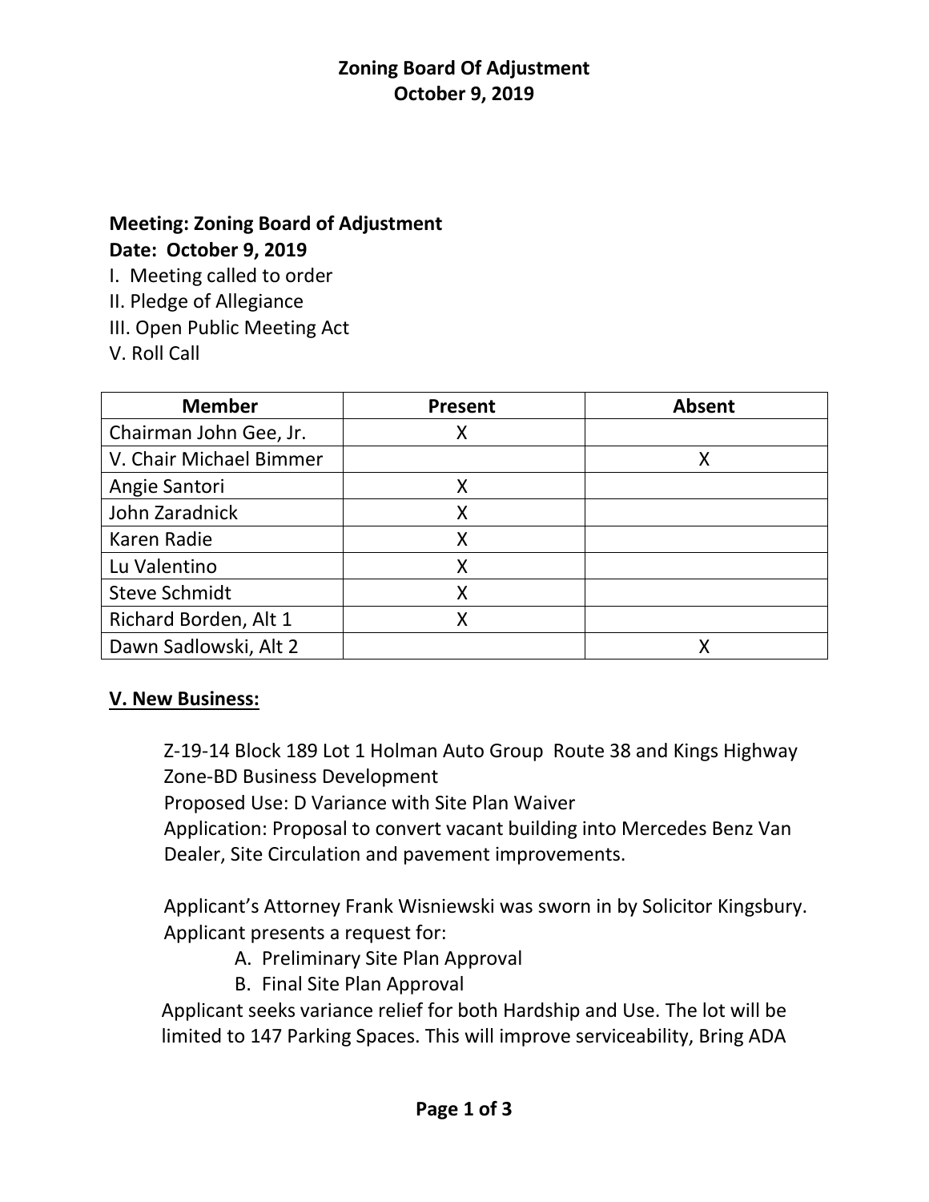# Zoning Board Of Adjustment
## October 9, 2019

**Meeting: Zoning Board of Adjustment**
**Date: October 9, 2019**

I. Meeting called to order
II. Pledge of Allegiance
III. Open Public Meeting Act
V. Roll Call

| Member | Present | Absent |
|---|---|---|
| Chairman John Gee, Jr. | X | |
| V. Chair Michael Bimmer | | X |
| Angie Santori | X | |
| John Zaradnick | X | |
| Karen Radie | X | |
| Lu Valentino | X | |
| Steve Schmidt | X | |
| Richard Borden, Alt 1 | X | |
| Dawn Sadlowski, Alt 2 | | X |

**V. New Business:**

Z-19-14 Block 189 Lot 1 Holman Auto Group Route 38 and Kings Highway
Zone-BD Business Development
Proposed Use: D Variance with Site Plan Waiver
Application: Proposal to convert vacant building into Mercedes Benz Van Dealer, Site Circulation and pavement improvements.

Applicant's Attorney Frank Wisniewski was sworn in by Solicitor Kingsbury.
Applicant presents a request for:

A. Preliminary Site Plan Approval
B. Final Site Plan Approval

Applicant seeks variance relief for both Hardship and Use. The lot will be limited to 147 Parking Spaces. This will improve serviceability, Bring ADA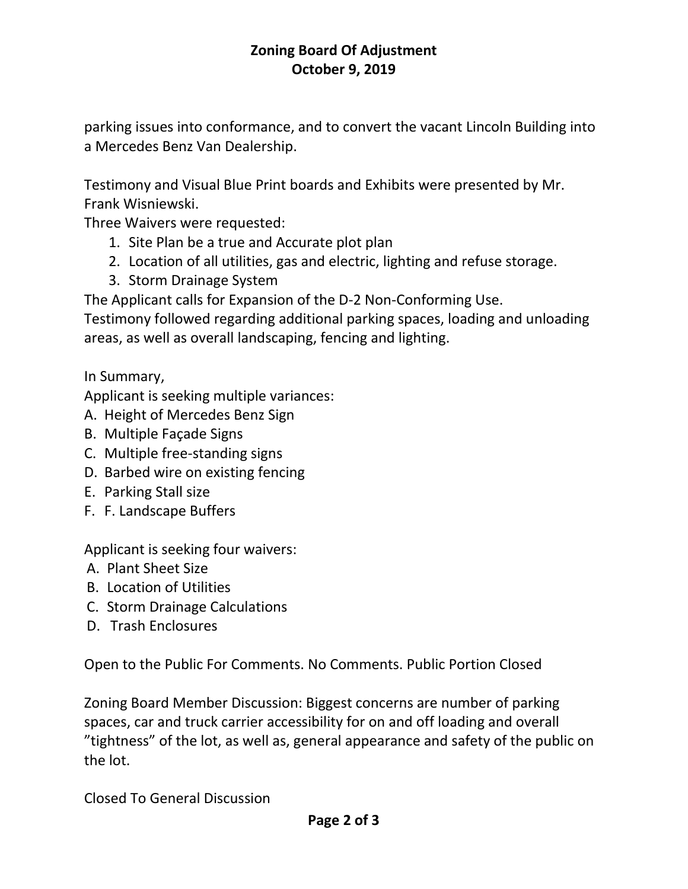parking issues into conformance, and to convert the vacant Lincoln Building into a Mercedes Benz Van Dealership.

Testimony and Visual Blue Print boards and Exhibits were presented by Mr. Frank Wisniewski.

Three Waivers were requested:

1. Site Plan be a true and Accurate plot plan
2. Location of all utilities, gas and electric, lighting and refuse storage.
3. Storm Drainage System

The Applicant calls for Expansion of the D-2 Non-Conforming Use.

Testimony followed regarding additional parking spaces, loading and unloading areas, as well as overall landscaping, fencing and lighting.

In Summary,

Applicant is seeking multiple variances:

A. Height of Mercedes Benz Sign
B. Multiple Façade Signs
C. Multiple free-standing signs
D. Barbed wire on existing fencing
E. Parking Stall size
F. F. Landscape Buffers

Applicant is seeking four waivers:

A. Plant Sheet Size
B. Location of Utilities
C. Storm Drainage Calculations
D. Trash Enclosures

Open to the Public For Comments. No Comments. Public Portion Closed

Zoning Board Member Discussion: Biggest concerns are number of parking spaces, car and truck carrier accessibility for on and off loading and overall "tightness" of the lot, as well as, general appearance and safety of the public on the lot.

Closed To General Discussion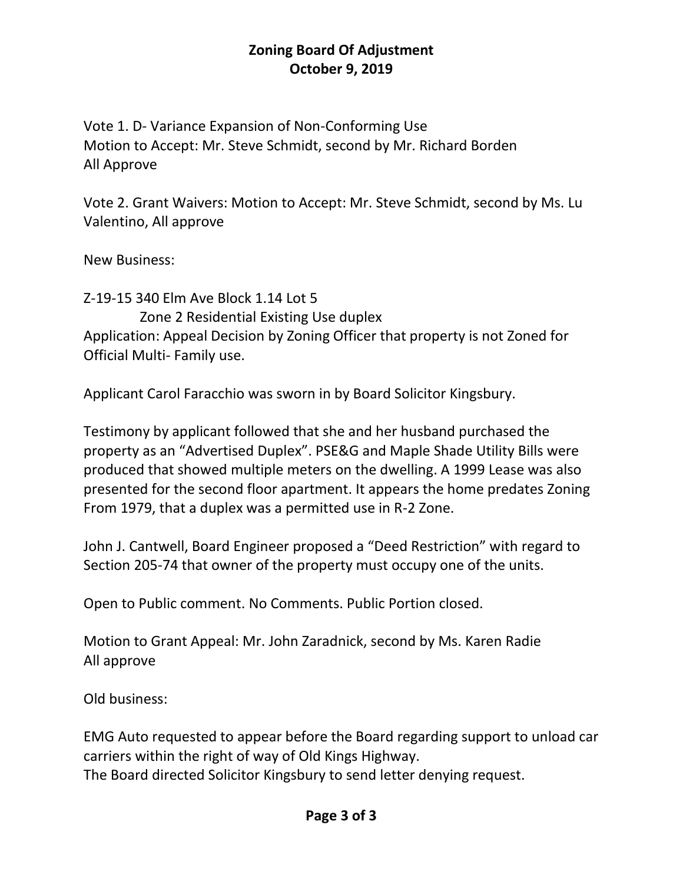# Zoning Board Of Adjustment
# October 9, 2019

Vote 1. D- Variance Expansion of Non-Conforming Use
Motion to Accept: Mr. Steve Schmidt, second by Mr. Richard Borden
All Approve

Vote 2. Grant Waivers: Motion to Accept: Mr. Steve Schmidt, second by Ms. Lu Valentino, All approve

New Business:

Z-19-15 340 Elm Ave Block 1.14 Lot 5
  Zone 2 Residential Existing Use duplex
Application: Appeal Decision by Zoning Officer that property is not Zoned for Official Multi- Family use.

Applicant Carol Faracchio was sworn in by Board Solicitor Kingsbury.

Testimony by applicant followed that she and her husband purchased the property as an "Advertised Duplex". PSE&G and Maple Shade Utility Bills were produced that showed multiple meters on the dwelling. A 1999 Lease was also presented for the second floor apartment. It appears the home predates Zoning From 1979, that a duplex was a permitted use in R-2 Zone.

John J. Cantwell, Board Engineer proposed a "Deed Restriction" with regard to Section 205-74 that owner of the property must occupy one of the units.

Open to Public comment. No Comments. Public Portion closed.

Motion to Grant Appeal: Mr. John Zaradnick, second by Ms. Karen Radie
All approve

Old business:

EMG Auto requested to appear before the Board regarding support to unload car carriers within the right of way of Old Kings Highway.
The Board directed Solicitor Kingsbury to send letter denying request.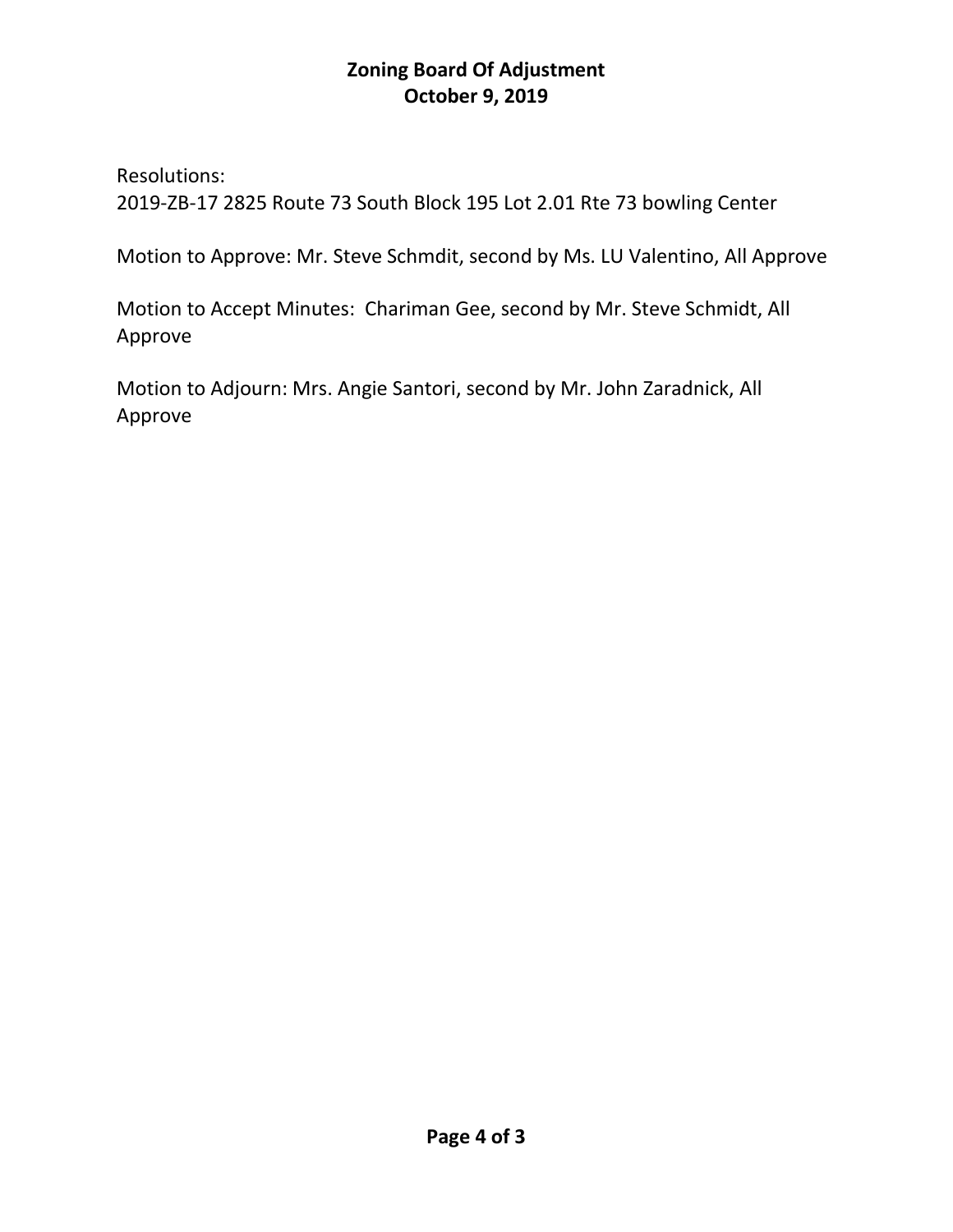# Zoning Board Of Adjustment
## October 9, 2019

Resolutions:
2019-ZB-17 2825 Route 73 South Block 195 Lot 2.01 Rte 73 bowling Center

Motion to Approve: Mr. Steve Schmdit, second by Ms. LU Valentino, All Approve

Motion to Accept Minutes: Chariman Gee, second by Mr. Steve Schmidt, All Approve

Motion to Adjourn: Mrs. Angie Santori, second by Mr. John Zaradnick, All Approve